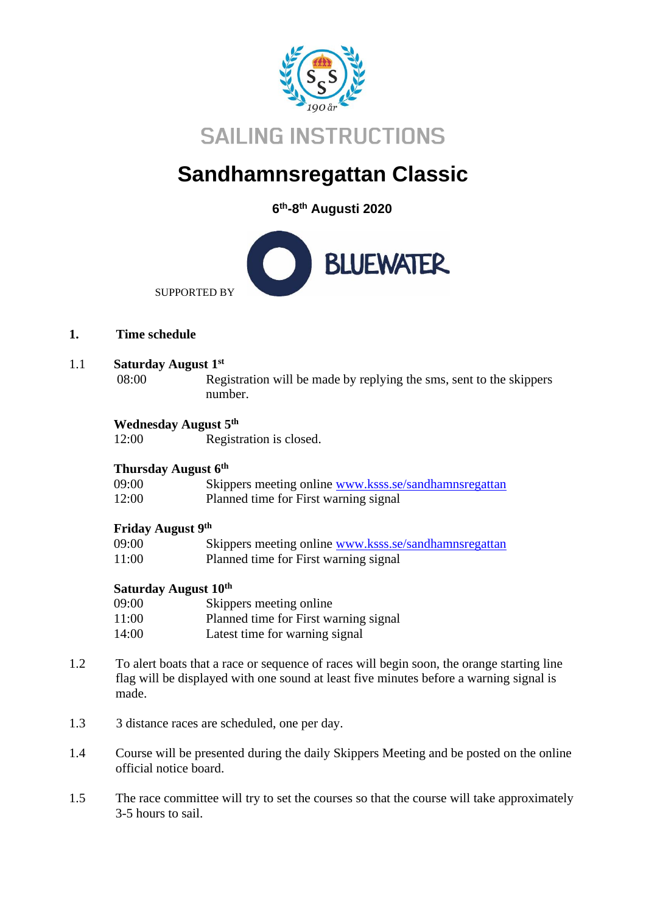# SAILING INSTRUCTIONS

# Sandhamnsregattan Classic

**6th-8th Augusti 2020**

SUPPORTED BY BLUEWATER

## 1. Time schedule

1.1 **Saturday August 1st**

| | |
|---|---|
| 08:00 | Registration will be made by replying the sms, sent to the skippers number. |

**Wednesday August 5th**

| | |
|---|---|
| 12:00 | Registration is closed. |

**Thursday August 6th**

| | |
|---|---|
| 09:00 | Skippers meeting online [www.ksss.se/sandhamnsregattan](http://www.ksss.se/sandhamnsregattan) |
| 12:00 | Planned time for First warning signal |

**Friday August 9th**

| | |
|---|---|
| 09:00 | Skippers meeting online [www.ksss.se/sandhamnsregattan](http://www.ksss.se/sandhamnsregattan) |
| 11:00 | Planned time for First warning signal |

**Saturday August 10th**

| | |
|---|---|
| 09:00 | Skippers meeting online |
| 11:00 | Planned time for First warning signal |
| 14:00 | Latest time for warning signal |

1.2 To alert boats that a race or sequence of races will begin soon, the orange starting line flag will be displayed with one sound at least five minutes before a warning signal is made.

1.3 3 distance races are scheduled, one per day.

1.4 Course will be presented during the daily Skippers Meeting and be posted on the online official notice board.

1.5 The race committee will try to set the courses so that the course will take approximately 3-5 hours to sail.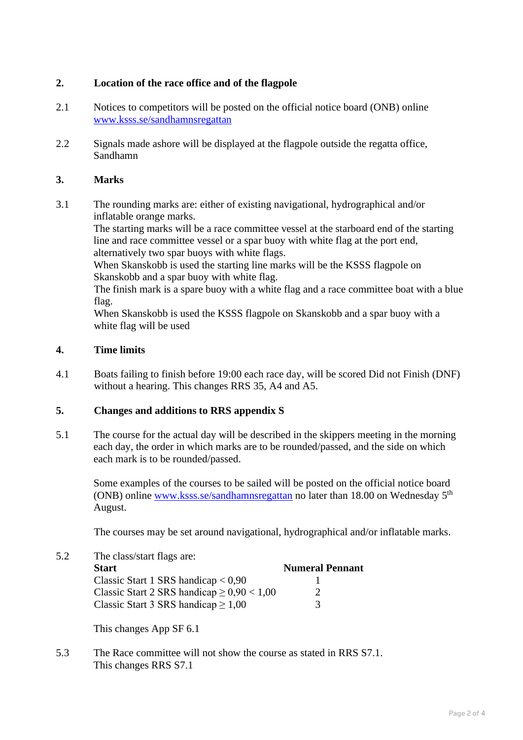## 2. Location of the race office and of the flagpole

2.1 Notices to competitors will be posted on the official notice board (ONB) online [www.ksss.se/sandhamnsregattan](http://www.ksss.se/sandhamnsregattan)

2.2 Signals made ashore will be displayed at the flagpole outside the regatta office, Sandhamn

## 3. Marks

3.1 The rounding marks are: either of existing navigational, hydrographical and/or inflatable orange marks.
The starting marks will be a race committee vessel at the starboard end of the starting line and race committee vessel or a spar buoy with white flag at the port end, alternatively two spar buoys with white flags.
When Skanskobb is used the starting line marks will be the KSSS flagpole on Skanskobb and a spar buoy with white flag.
The finish mark is a spare buoy with a white flag and a race committee boat with a blue flag.
When Skanskobb is used the KSSS flagpole on Skanskobb and a spar buoy with a white flag will be used

## 4. Time limits

4.1 Boats failing to finish before 19:00 each race day, will be scored Did not Finish (DNF) without a hearing. This changes RRS 35, A4 and A5.

## 5. Changes and additions to RRS appendix S

5.1 The course for the actual day will be described in the skippers meeting in the morning each day, the order in which marks are to be rounded/passed, and the side on which each mark is to be rounded/passed.

Some examples of the courses to be sailed will be posted on the official notice board (ONB) online [www.ksss.se/sandhamnsregattan](http://www.ksss.se/sandhamnsregattan) no later than 18.00 on Wednesday 5th August.

The courses may be set around navigational, hydrographical and/or inflatable marks.

5.2 The class/start flags are:

| Start | Numeral Pennant |
|---|---|
| Classic Start 1 SRS handicap < 0,90 | 1 |
| Classic Start 2 SRS handicap ≥ 0,90 < 1,00 | 2 |
| Classic Start 3 SRS handicap ≥ 1,00 | 3 |

This changes App SF 6.1

5.3 The Race committee will not show the course as stated in RRS S7.1.
This changes RRS S7.1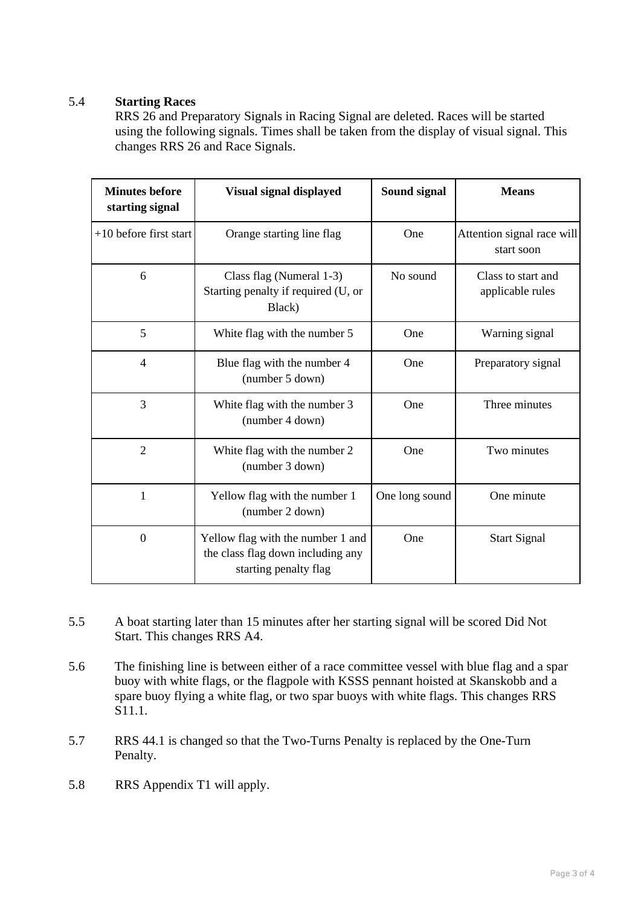5.4 **Starting Races**
RRS 26 and Preparatory Signals in Racing Signal are deleted. Races will be started using the following signals. Times shall be taken from the display of visual signal. This changes RRS 26 and Race Signals.

| Minutes before starting signal | Visual signal displayed | Sound signal | Means |
|---|---|---|---|
| +10 before first start | Orange starting line flag | One | Attention signal race will start soon |
| 6 | Class flag (Numeral 1-3) Starting penalty if required (U, or Black) | No sound | Class to start and applicable rules |
| 5 | White flag with the number 5 | One | Warning signal |
| 4 | Blue flag with the number 4 (number 5 down) | One | Preparatory signal |
| 3 | White flag with the number 3 (number 4 down) | One | Three minutes |
| 2 | White flag with the number 2 (number 3 down) | One | Two minutes |
| 1 | Yellow flag with the number 1 (number 2 down) | One long sound | One minute |
| 0 | Yellow flag with the number 1 and the class flag down including any starting penalty flag | One | Start Signal |

5.5 A boat starting later than 15 minutes after her starting signal will be scored Did Not Start. This changes RRS A4.

5.6 The finishing line is between either of a race committee vessel with blue flag and a spar buoy with white flags, or the flagpole with KSSS pennant hoisted at Skanskobb and a spare buoy flying a white flag, or two spar buoys with white flags. This changes RRS S11.1.

5.7 RRS 44.1 is changed so that the Two-Turns Penalty is replaced by the One-Turn Penalty.

5.8 RRS Appendix T1 will apply.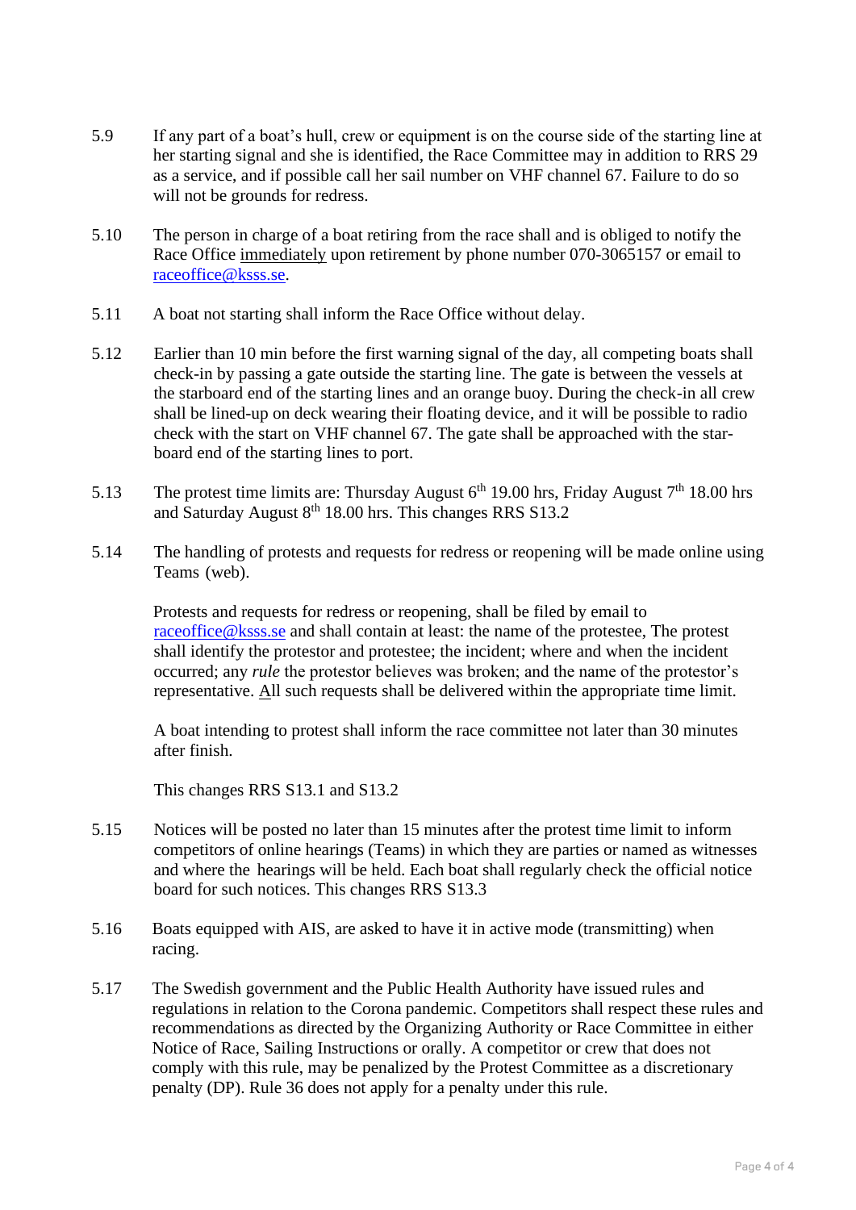5.9 If any part of a boat's hull, crew or equipment is on the course side of the starting line at her starting signal and she is identified, the Race Committee may in addition to RRS 29 as a service, and if possible call her sail number on VHF channel 67. Failure to do so will not be grounds for redress.

5.10 The person in charge of a boat retiring from the race shall and is obliged to notify the Race Office immediately upon retirement by phone number 070-3065157 or email to raceoffice@ksss.se.

5.11 A boat not starting shall inform the Race Office without delay.

5.12 Earlier than 10 min before the first warning signal of the day, all competing boats shall check-in by passing a gate outside the starting line. The gate is between the vessels at the starboard end of the starting lines and an orange buoy. During the check-in all crew shall be lined-up on deck wearing their floating device, and it will be possible to radio check with the start on VHF channel 67. The gate shall be approached with the star-board end of the starting lines to port.

5.13 The protest time limits are: Thursday August 6th 19.00 hrs, Friday August 7th 18.00 hrs and Saturday August 8th 18.00 hrs. This changes RRS S13.2

5.14 The handling of protests and requests for redress or reopening will be made online using Teams (web).

Protests and requests for redress or reopening, shall be filed by email to raceoffice@ksss.se and shall contain at least: the name of the protestee, The protest shall identify the protestor and protestee; the incident; where and when the incident occurred; any *rule* the protestor believes was broken; and the name of the protestor's representative. All such requests shall be delivered within the appropriate time limit.

A boat intending to protest shall inform the race committee not later than 30 minutes after finish.

This changes RRS S13.1 and S13.2

5.15 Notices will be posted no later than 15 minutes after the protest time limit to inform competitors of online hearings (Teams) in which they are parties or named as witnesses and where the hearings will be held. Each boat shall regularly check the official notice board for such notices. This changes RRS S13.3

5.16 Boats equipped with AIS, are asked to have it in active mode (transmitting) when racing.

5.17 The Swedish government and the Public Health Authority have issued rules and regulations in relation to the Corona pandemic. Competitors shall respect these rules and recommendations as directed by the Organizing Authority or Race Committee in either Notice of Race, Sailing Instructions or orally. A competitor or crew that does not comply with this rule, may be penalized by the Protest Committee as a discretionary penalty (DP). Rule 36 does not apply for a penalty under this rule.